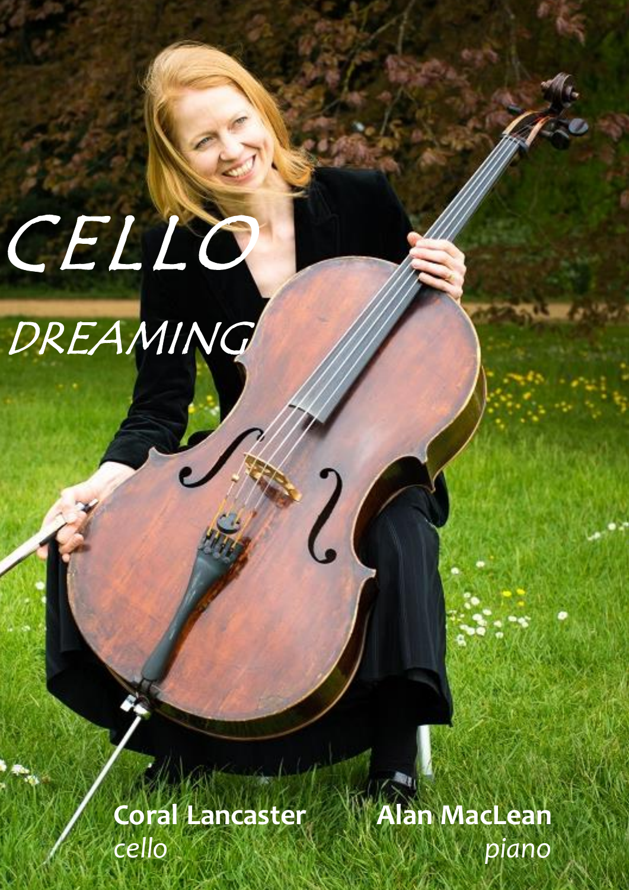# CELLO
## *DREAMING*

**Coral Lancaster**
*cello*

**Alan MacLean**
*piano*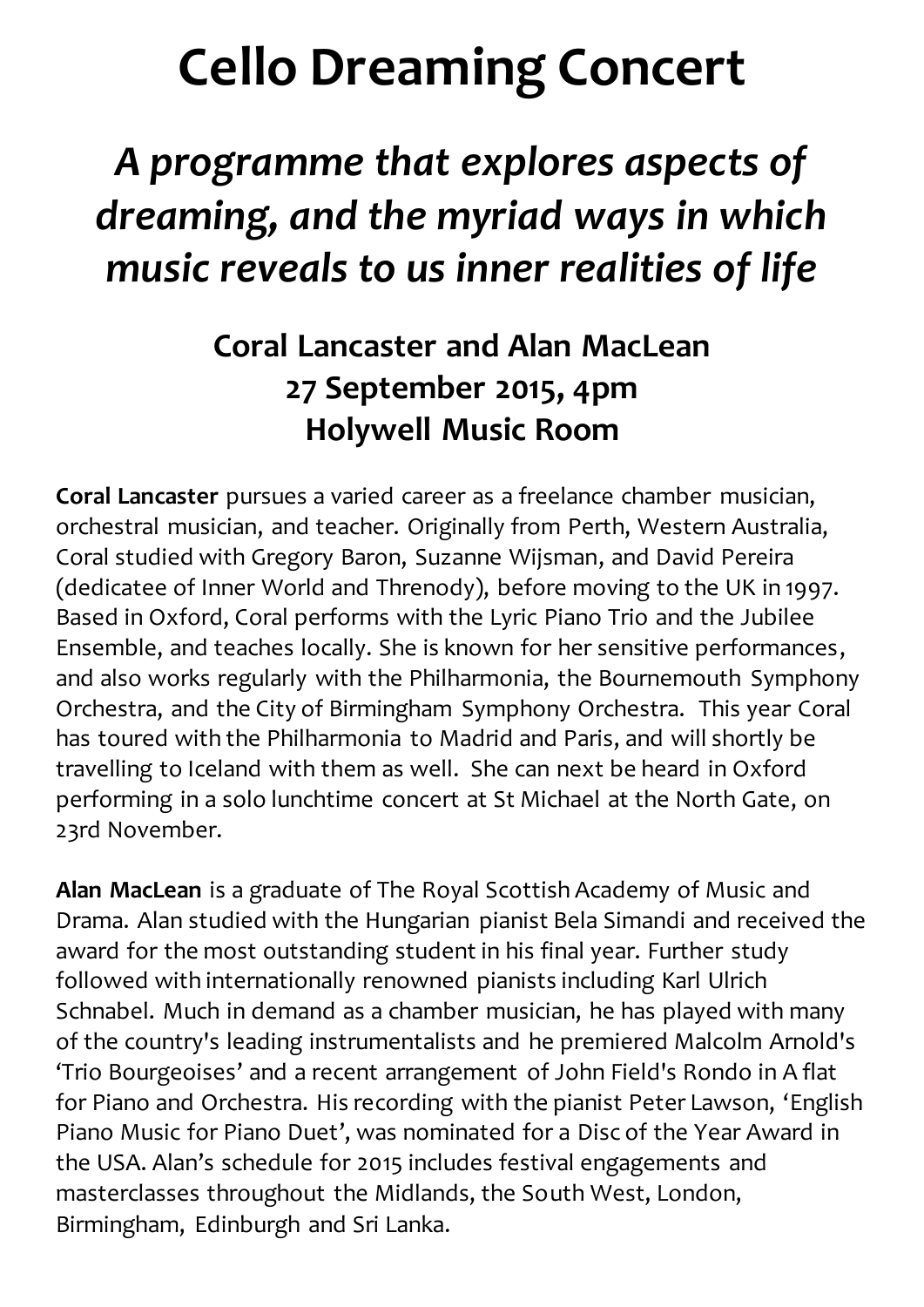# Cello Dreaming Concert

## *A programme that explores aspects of dreaming, and the myriad ways in which music reveals to us inner realities of life*

### Coral Lancaster and Alan MacLean
### 27 September 2015, 4pm
### Holywell Music Room

**Coral Lancaster** pursues a varied career as a freelance chamber musician, orchestral musician, and teacher. Originally from Perth, Western Australia, Coral studied with Gregory Baron, Suzanne Wijsman, and David Pereira (dedicatee of Inner World and Threnody), before moving to the UK in 1997. Based in Oxford, Coral performs with the Lyric Piano Trio and the Jubilee Ensemble, and teaches locally. She is known for her sensitive performances, and also works regularly with the Philharmonia, the Bournemouth Symphony Orchestra, and the City of Birmingham Symphony Orchestra. This year Coral has toured with the Philharmonia to Madrid and Paris, and will shortly be travelling to Iceland with them as well. She can next be heard in Oxford performing in a solo lunchtime concert at St Michael at the North Gate, on 23rd November.

**Alan MacLean** is a graduate of The Royal Scottish Academy of Music and Drama. Alan studied with the Hungarian pianist Bela Simandi and received the award for the most outstanding student in his final year. Further study followed with internationally renowned pianists including Karl Ulrich Schnabel. Much in demand as a chamber musician, he has played with many of the country's leading instrumentalists and he premiered Malcolm Arnold's 'Trio Bourgeoises' and a recent arrangement of John Field's Rondo in A flat for Piano and Orchestra. His recording with the pianist Peter Lawson, 'English Piano Music for Piano Duet', was nominated for a Disc of the Year Award in the USA. Alan's schedule for 2015 includes festival engagements and masterclasses throughout the Midlands, the South West, London, Birmingham, Edinburgh and Sri Lanka.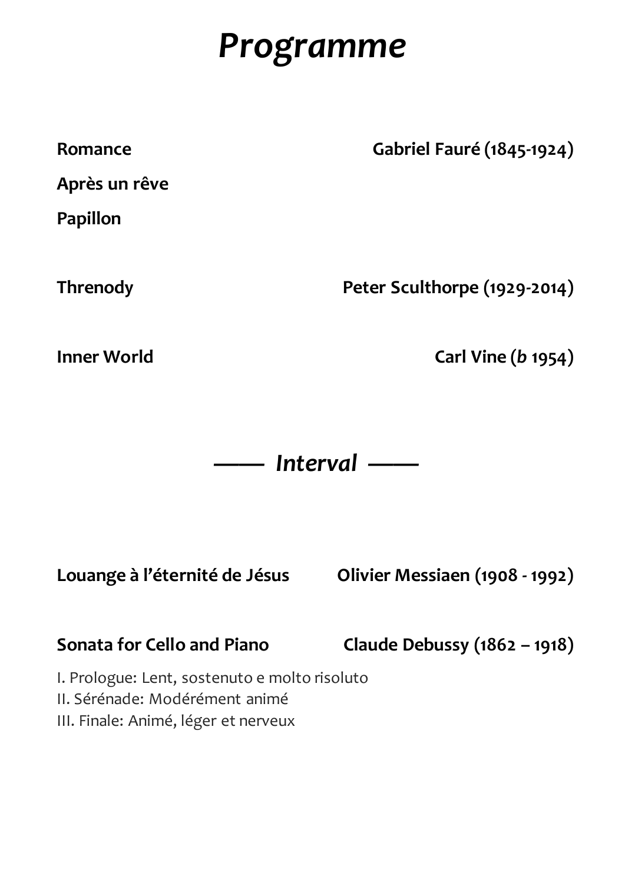# *Programme*

**Romance** — **Gabriel Fauré (1845-1924)**

**Après un rêve**

**Papillon**

**Threnody** — **Peter Sculthorpe (1929-2014)**

**Inner World** — **Carl Vine (*b* 1954)**

*—— Interval ——*

**Louange à l'éternité de Jésus** — **Olivier Messiaen (1908 - 1992)**

**Sonata for Cello and Piano** — **Claude Debussy (1862 – 1918)**

I. Prologue: Lent, sostenuto e molto risoluto
II. Sérénade: Modérément animé
III. Finale: Animé, léger et nerveux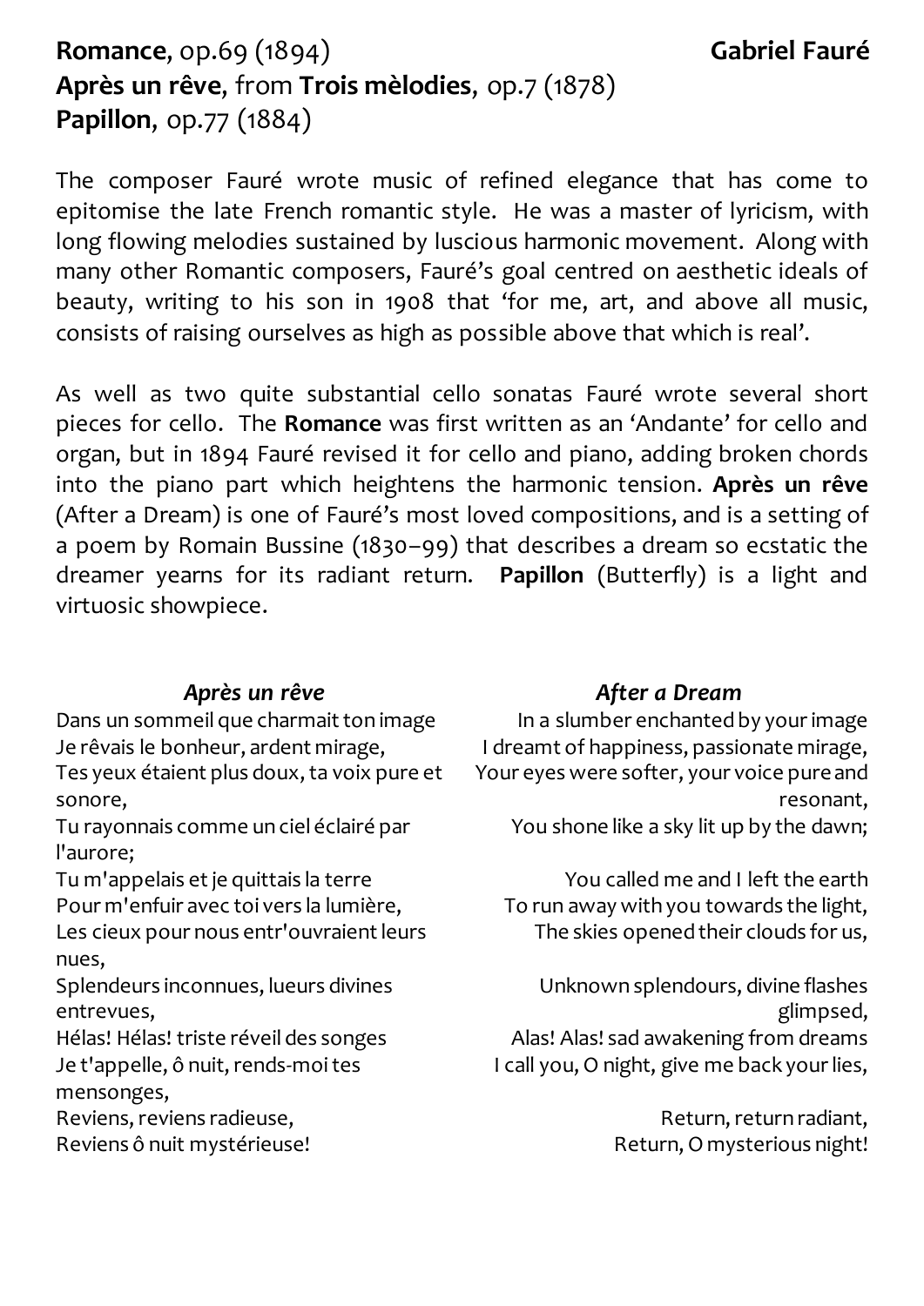**Romance**, op.69 (1894) **Gabriel Fauré**
**Après un rêve**, from **Trois mèlodies**, op.7 (1878)
**Papillon**, op.77 (1884)

The composer Fauré wrote music of refined elegance that has come to epitomise the late French romantic style. He was a master of lyricism, with long flowing melodies sustained by luscious harmonic movement. Along with many other Romantic composers, Fauré's goal centred on aesthetic ideals of beauty, writing to his son in 1908 that 'for me, art, and above all music, consists of raising ourselves as high as possible above that which is real'.

As well as two quite substantial cello sonatas Fauré wrote several short pieces for cello. The **Romance** was first written as an 'Andante' for cello and organ, but in 1894 Fauré revised it for cello and piano, adding broken chords into the piano part which heightens the harmonic tension. **Après un rêve** (After a Dream) is one of Fauré's most loved compositions, and is a setting of a poem by Romain Bussine (1830–99) that describes a dream so ecstatic the dreamer yearns for its radiant return. **Papillon** (Butterfly) is a light and virtuosic showpiece.

***Après un rêve***

Dans un sommeil que charmait ton image
Je rêvais le bonheur, ardent mirage,
Tes yeux étaient plus doux, ta voix pure et sonore,
Tu rayonnais comme un ciel éclairé par l'aurore;
Tu m'appelais et je quittais la terre
Pour m'enfuir avec toi vers la lumière,
Les cieux pour nous entr'ouvraient leurs nues,
Splendeurs inconnues, lueurs divines entrevues,
Hélas! Hélas! triste réveil des songes
Je t'appelle, ô nuit, rends-moi tes mensonges,
Reviens, reviens radieuse,
Reviens ô nuit mystérieuse!

***After a Dream***

In a slumber enchanted by your image
I dreamt of happiness, passionate mirage,
Your eyes were softer, your voice pure and resonant,
You shone like a sky lit up by the dawn;

You called me and I left the earth
To run away with you towards the light,
The skies opened their clouds for us,

Unknown splendours, divine flashes glimpsed,
Alas! Alas! sad awakening from dreams
I call you, O night, give me back your lies,

Return, return radiant,
Return, O mysterious night!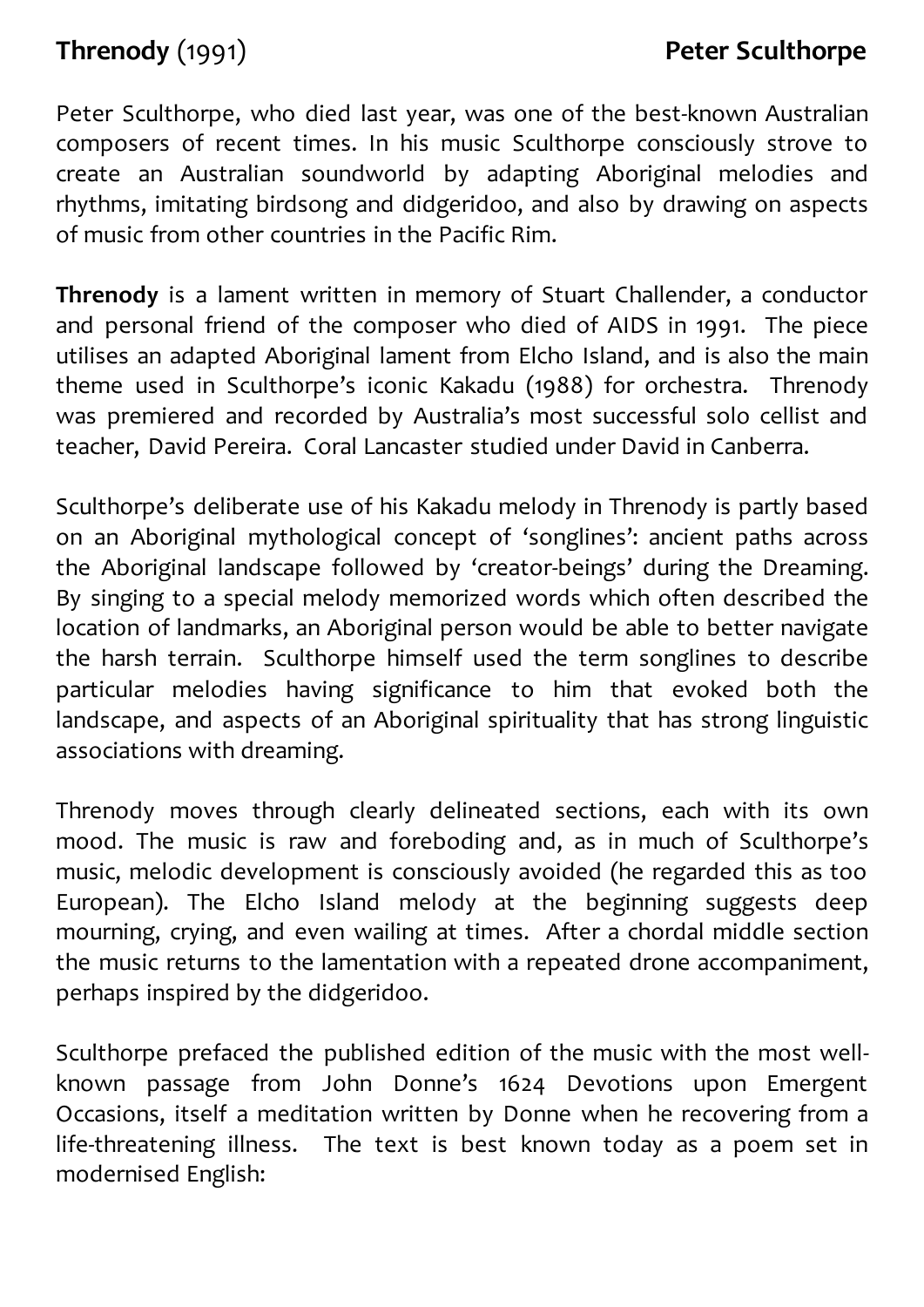**Threnody** (1991) **Peter Sculthorpe**

Peter Sculthorpe, who died last year, was one of the best-known Australian composers of recent times. In his music Sculthorpe consciously strove to create an Australian soundworld by adapting Aboriginal melodies and rhythms, imitating birdsong and didgeridoo, and also by drawing on aspects of music from other countries in the Pacific Rim.

**Threnody** is a lament written in memory of Stuart Challender, a conductor and personal friend of the composer who died of AIDS in 1991. The piece utilises an adapted Aboriginal lament from Elcho Island, and is also the main theme used in Sculthorpe's iconic Kakadu (1988) for orchestra. Threnody was premiered and recorded by Australia's most successful solo cellist and teacher, David Pereira. Coral Lancaster studied under David in Canberra.

Sculthorpe's deliberate use of his Kakadu melody in Threnody is partly based on an Aboriginal mythological concept of 'songlines': ancient paths across the Aboriginal landscape followed by 'creator-beings' during the Dreaming. By singing to a special melody memorized words which often described the location of landmarks, an Aboriginal person would be able to better navigate the harsh terrain. Sculthorpe himself used the term songlines to describe particular melodies having significance to him that evoked both the landscape, and aspects of an Aboriginal spirituality that has strong linguistic associations with dreaming.

Threnody moves through clearly delineated sections, each with its own mood. The music is raw and foreboding and, as in much of Sculthorpe's music, melodic development is consciously avoided (he regarded this as too European). The Elcho Island melody at the beginning suggests deep mourning, crying, and even wailing at times. After a chordal middle section the music returns to the lamentation with a repeated drone accompaniment, perhaps inspired by the didgeridoo.

Sculthorpe prefaced the published edition of the music with the most well-known passage from John Donne's 1624 Devotions upon Emergent Occasions, itself a meditation written by Donne when he recovering from a life-threatening illness. The text is best known today as a poem set in modernised English: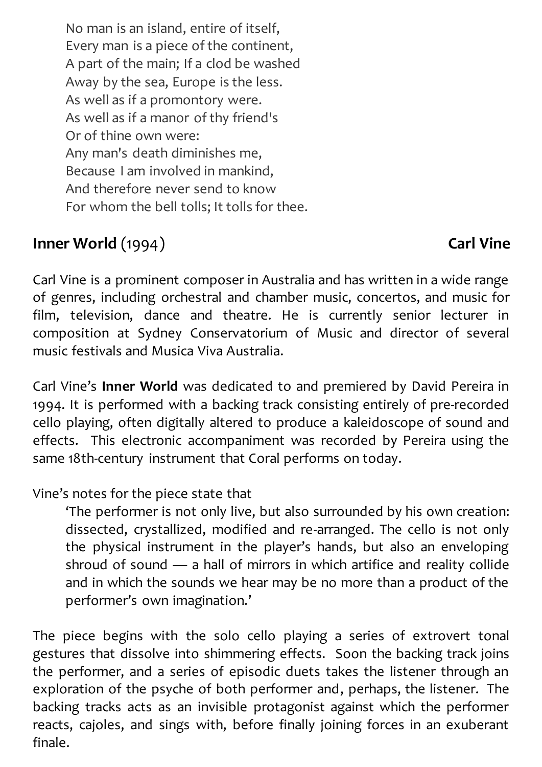> No man is an island, entire of itself,
> Every man is a piece of the continent,
> A part of the main; If a clod be washed
> Away by the sea, Europe is the less.
> As well as if a promontory were.
> As well as if a manor of thy friend's
> Or of thine own were:
> Any man's death diminishes me,
> Because I am involved in mankind,
> And therefore never send to know
> For whom the bell tolls; It tolls for thee.

## **Inner World** (1994) — **Carl Vine**

Carl Vine is a prominent composer in Australia and has written in a wide range of genres, including orchestral and chamber music, concertos, and music for film, television, dance and theatre. He is currently senior lecturer in composition at Sydney Conservatorium of Music and director of several music festivals and Musica Viva Australia.

Carl Vine's **Inner World** was dedicated to and premiered by David Pereira in 1994. It is performed with a backing track consisting entirely of pre-recorded cello playing, often digitally altered to produce a kaleidoscope of sound and effects. This electronic accompaniment was recorded by Pereira using the same 18th-century instrument that Coral performs on today.

Vine's notes for the piece state that

> 'The performer is not only live, but also surrounded by his own creation: dissected, crystallized, modified and re-arranged. The cello is not only the physical instrument in the player's hands, but also an enveloping shroud of sound — a hall of mirrors in which artifice and reality collide and in which the sounds we hear may be no more than a product of the performer's own imagination.'

The piece begins with the solo cello playing a series of extrovert tonal gestures that dissolve into shimmering effects. Soon the backing track joins the performer, and a series of episodic duets takes the listener through an exploration of the psyche of both performer and, perhaps, the listener. The backing tracks acts as an invisible protagonist against which the performer reacts, cajoles, and sings with, before finally joining forces in an exuberant finale.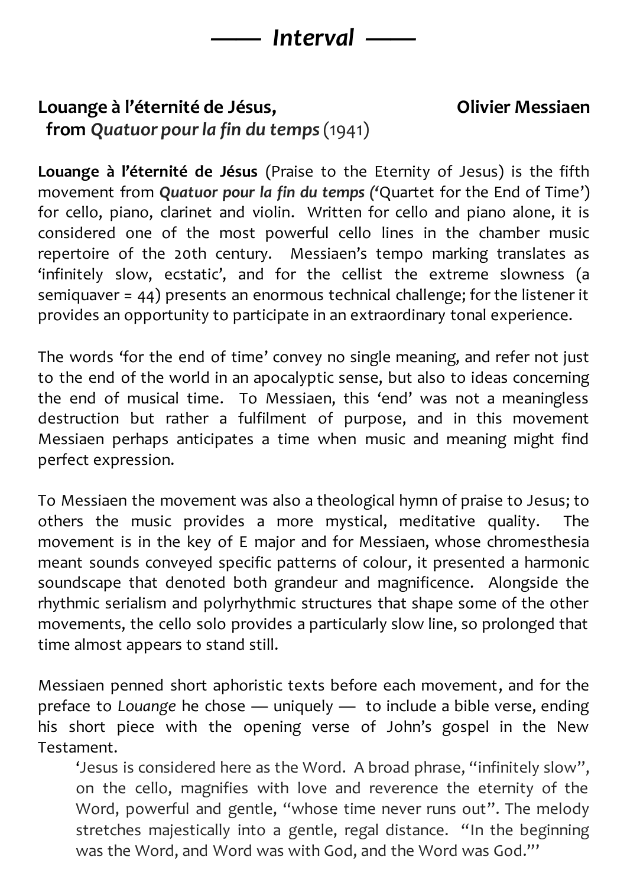## —— *Interval* ——

**Louange à l'éternité de Jésus,** **Olivier Messiaen**
**from *Quatuor pour la fin du temps*** (1941)

**Louange à l'éternité de Jésus** (Praise to the Eternity of Jesus) is the fifth movement from ***Quatuor pour la fin du temps*** (**'**Quartet for the End of Time') for cello, piano, clarinet and violin. Written for cello and piano alone, it is considered one of the most powerful cello lines in the chamber music repertoire of the 20th century. Messiaen's tempo marking translates as 'infinitely slow, ecstatic', and for the cellist the extreme slowness (a semiquaver = 44) presents an enormous technical challenge; for the listener it provides an opportunity to participate in an extraordinary tonal experience.

The words 'for the end of time' convey no single meaning, and refer not just to the end of the world in an apocalyptic sense, but also to ideas concerning the end of musical time. To Messiaen, this 'end' was not a meaningless destruction but rather a fulfilment of purpose, and in this movement Messiaen perhaps anticipates a time when music and meaning might find perfect expression.

To Messiaen the movement was also a theological hymn of praise to Jesus; to others the music provides a more mystical, meditative quality. The movement is in the key of E major and for Messiaen, whose chromesthesia meant sounds conveyed specific patterns of colour, it presented a harmonic soundscape that denoted both grandeur and magnificence. Alongside the rhythmic serialism and polyrhythmic structures that shape some of the other movements, the cello solo provides a particularly slow line, so prolonged that time almost appears to stand still.

Messiaen penned short aphoristic texts before each movement, and for the preface to *Louange* he chose — uniquely — to include a bible verse, ending his short piece with the opening verse of John's gospel in the New Testament.

> 'Jesus is considered here as the Word. A broad phrase, "infinitely slow", on the cello, magnifies with love and reverence the eternity of the Word, powerful and gentle, "whose time never runs out". The melody stretches majestically into a gentle, regal distance. "In the beginning was the Word, and Word was with God, and the Word was God."'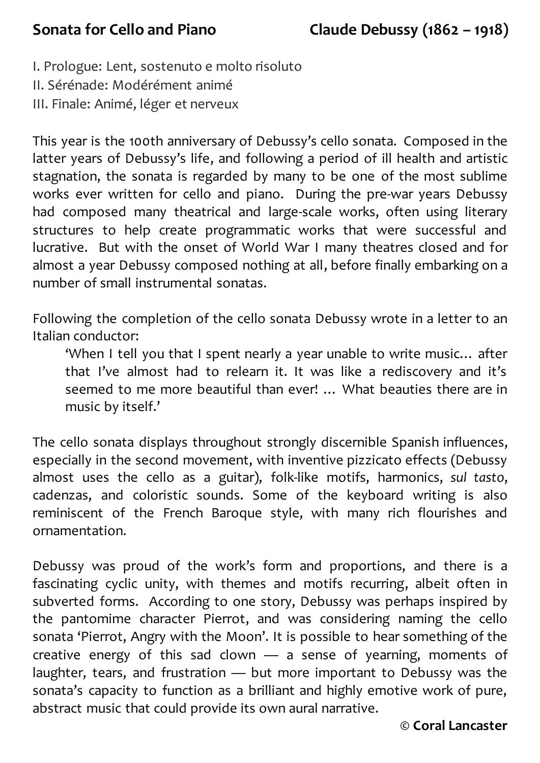## Sonata for Cello and Piano — Claude Debussy (1862 – 1918)

I. Prologue: Lent, sostenuto e molto risoluto
II. Sérénade: Modérément animé
III. Finale: Animé, léger et nerveux

This year is the 100th anniversary of Debussy's cello sonata. Composed in the latter years of Debussy's life, and following a period of ill health and artistic stagnation, the sonata is regarded by many to be one of the most sublime works ever written for cello and piano. During the pre-war years Debussy had composed many theatrical and large-scale works, often using literary structures to help create programmatic works that were successful and lucrative. But with the onset of World War I many theatres closed and for almost a year Debussy composed nothing at all, before finally embarking on a number of small instrumental sonatas.

Following the completion of the cello sonata Debussy wrote in a letter to an Italian conductor:

> 'When I tell you that I spent nearly a year unable to write music… after that I've almost had to relearn it. It was like a rediscovery and it's seemed to me more beautiful than ever! … What beauties there are in music by itself.'

The cello sonata displays throughout strongly discernible Spanish influences, especially in the second movement, with inventive pizzicato effects (Debussy almost uses the cello as a guitar), folk-like motifs, harmonics, *sul tasto*, cadenzas, and coloristic sounds. Some of the keyboard writing is also reminiscent of the French Baroque style, with many rich flourishes and ornamentation.

Debussy was proud of the work's form and proportions, and there is a fascinating cyclic unity, with themes and motifs recurring, albeit often in subverted forms. According to one story, Debussy was perhaps inspired by the pantomime character Pierrot, and was considering naming the cello sonata 'Pierrot, Angry with the Moon'. It is possible to hear something of the creative energy of this sad clown — a sense of yearning, moments of laughter, tears, and frustration — but more important to Debussy was the sonata's capacity to function as a brilliant and highly emotive work of pure, abstract music that could provide its own aural narrative.

© **Coral Lancaster**